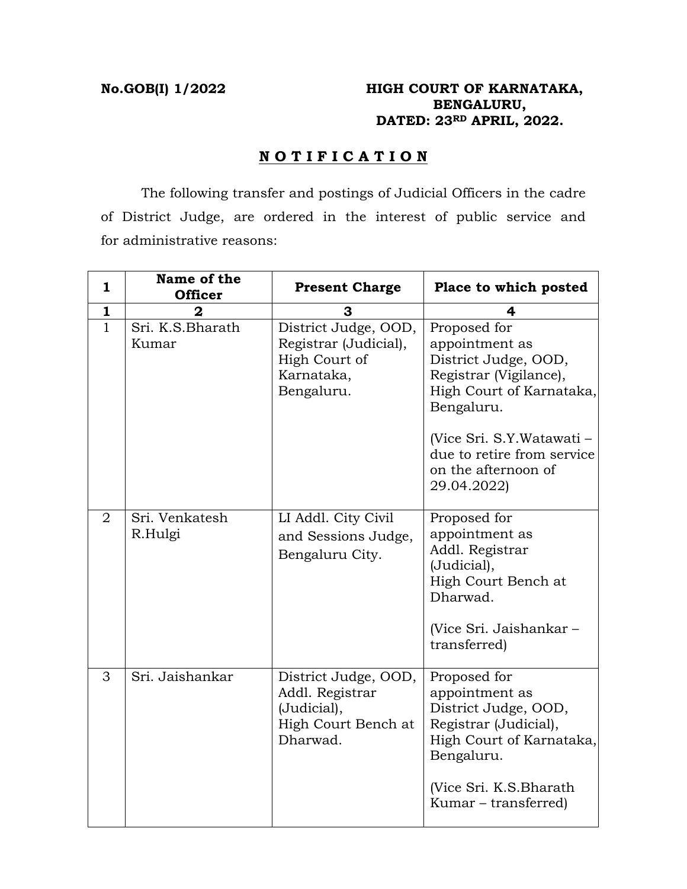**No.GOB(I) 1/2022**

**HIGH COURT OF KARNATAKA, BENGALURU, DATED: 23RD APRIL, 2022.**

## N O T I F I C A T I O N

The following transfer and postings of Judicial Officers in the cadre of District Judge, are ordered in the interest of public service and for administrative reasons:

| 1 | Name of the Officer | Present Charge | Place to which posted |
|---|---|---|---|
| 1 | 2 | 3 | 4 |
| 1 | Sri. K.S.Bharath Kumar | District Judge, OOD, Registrar (Judicial), High Court of Karnataka, Bengaluru. | Proposed for appointment as District Judge, OOD, Registrar (Vigilance), High Court of Karnataka, Bengaluru. (Vice Sri. S.Y.Watawati – due to retire from service on the afternoon of 29.04.2022) |
| 2 | Sri. Venkatesh R.Hulgi | LI Addl. City Civil and Sessions Judge, Bengaluru City. | Proposed for appointment as Addl. Registrar (Judicial), High Court Bench at Dharwad. (Vice Sri. Jaishankar – transferred) |
| 3 | Sri. Jaishankar | District Judge, OOD, Addl. Registrar (Judicial), High Court Bench at Dharwad. | Proposed for appointment as District Judge, OOD, Registrar (Judicial), High Court of Karnataka, Bengaluru. (Vice Sri. K.S.Bharath Kumar – transferred) |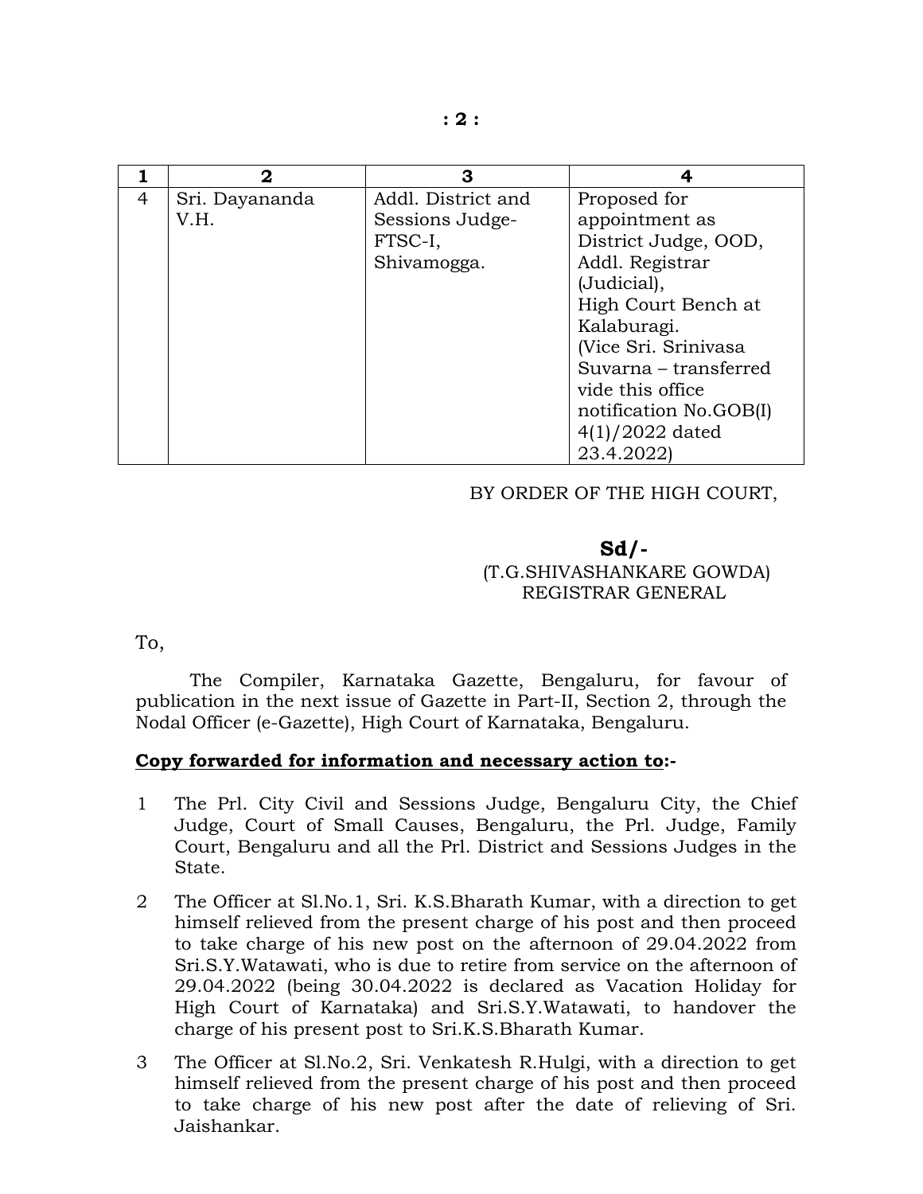| 1 | 2 | 3 | 4 |
|---|---|---|---|
| 4 | Sri. Dayananda V.H. | Addl. District and Sessions Judge-FTSC-I, Shivamogga. | Proposed for appointment as District Judge, OOD, Addl. Registrar (Judicial), High Court Bench at Kalaburagi. (Vice Sri. Srinivasa Suvarna – transferred vide this office notification No.GOB(I) 4(1)/2022 dated 23.4.2022) |

BY ORDER OF THE HIGH COURT,

**Sd/-**
(T.G.SHIVASHANKARE GOWDA)
REGISTRAR GENERAL

To,

The Compiler, Karnataka Gazette, Bengaluru, for favour of publication in the next issue of Gazette in Part-II, Section 2, through the Nodal Officer (e-Gazette), High Court of Karnataka, Bengaluru.

**Copy forwarded for information and necessary action to:-**

1. The Prl. City Civil and Sessions Judge, Bengaluru City, the Chief Judge, Court of Small Causes, Bengaluru, the Prl. Judge, Family Court, Bengaluru and all the Prl. District and Sessions Judges in the State.
2. The Officer at Sl.No.1, Sri. K.S.Bharath Kumar, with a direction to get himself relieved from the present charge of his post and then proceed to take charge of his new post on the afternoon of 29.04.2022 from Sri.S.Y.Watawati, who is due to retire from service on the afternoon of 29.04.2022 (being 30.04.2022 is declared as Vacation Holiday for High Court of Karnataka) and Sri.S.Y.Watawati, to handover the charge of his present post to Sri.K.S.Bharath Kumar.
3. The Officer at Sl.No.2, Sri. Venkatesh R.Hulgi, with a direction to get himself relieved from the present charge of his post and then proceed to take charge of his new post after the date of relieving of Sri. Jaishankar.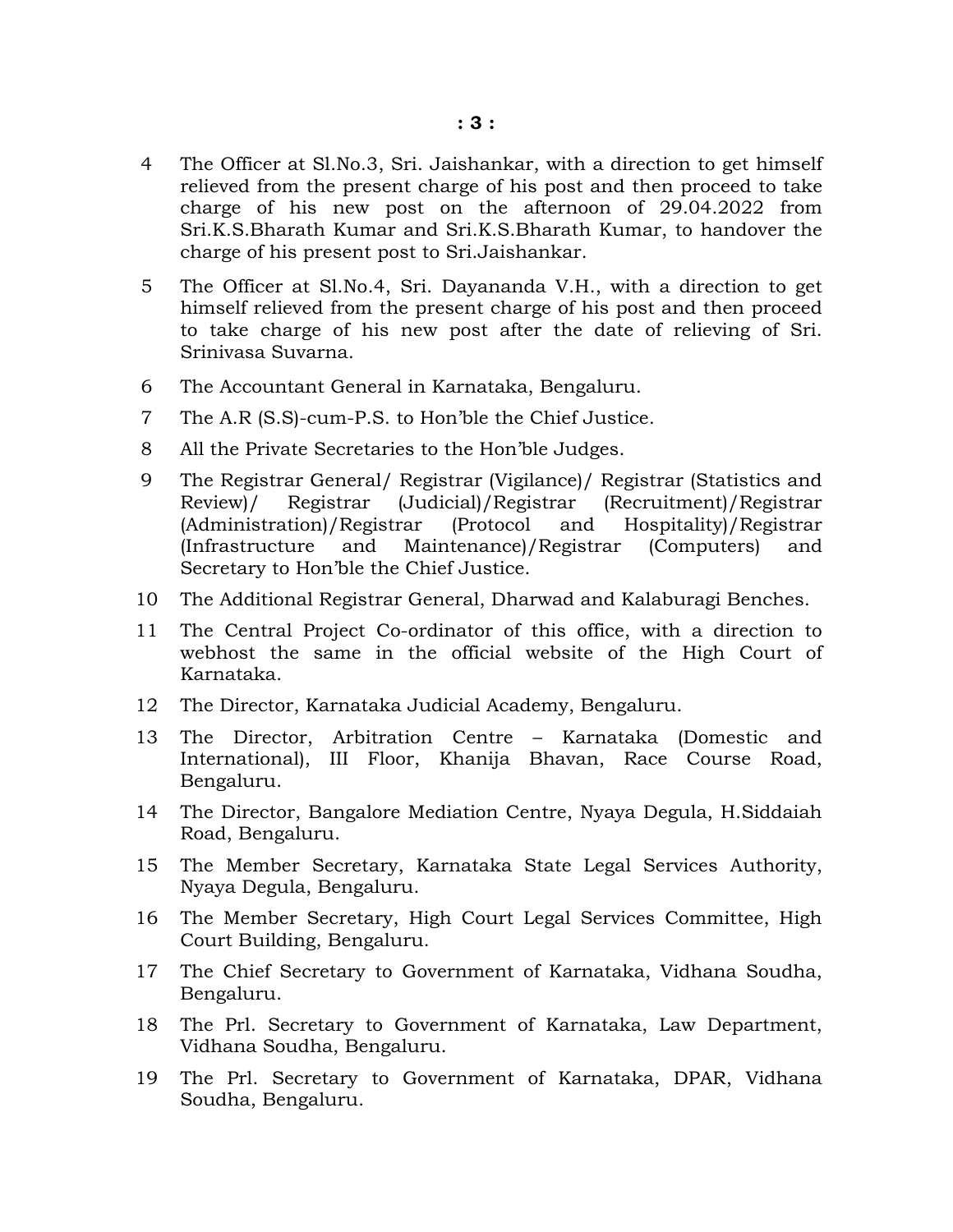4. The Officer at Sl.No.3, Sri. Jaishankar, with a direction to get himself relieved from the present charge of his post and then proceed to take charge of his new post on the afternoon of 29.04.2022 from Sri.K.S.Bharath Kumar and Sri.K.S.Bharath Kumar, to handover the charge of his present post to Sri.Jaishankar.
5. The Officer at Sl.No.4, Sri. Dayananda V.H., with a direction to get himself relieved from the present charge of his post and then proceed to take charge of his new post after the date of relieving of Sri. Srinivasa Suvarna.
6. The Accountant General in Karnataka, Bengaluru.
7. The A.R (S.S)-cum-P.S. to Hon'ble the Chief Justice.
8. All the Private Secretaries to the Hon'ble Judges.
9. The Registrar General/ Registrar (Vigilance)/ Registrar (Statistics and Review)/ Registrar (Judicial)/Registrar (Recruitment)/Registrar (Administration)/Registrar (Protocol and Hospitality)/Registrar (Infrastructure and Maintenance)/Registrar (Computers) and Secretary to Hon'ble the Chief Justice.
10. The Additional Registrar General, Dharwad and Kalaburagi Benches.
11. The Central Project Co-ordinator of this office, with a direction to webhost the same in the official website of the High Court of Karnataka.
12. The Director, Karnataka Judicial Academy, Bengaluru.
13. The Director, Arbitration Centre – Karnataka (Domestic and International), III Floor, Khanija Bhavan, Race Course Road, Bengaluru.
14. The Director, Bangalore Mediation Centre, Nyaya Degula, H.Siddaiah Road, Bengaluru.
15. The Member Secretary, Karnataka State Legal Services Authority, Nyaya Degula, Bengaluru.
16. The Member Secretary, High Court Legal Services Committee, High Court Building, Bengaluru.
17. The Chief Secretary to Government of Karnataka, Vidhana Soudha, Bengaluru.
18. The Prl. Secretary to Government of Karnataka, Law Department, Vidhana Soudha, Bengaluru.
19. The Prl. Secretary to Government of Karnataka, DPAR, Vidhana Soudha, Bengaluru.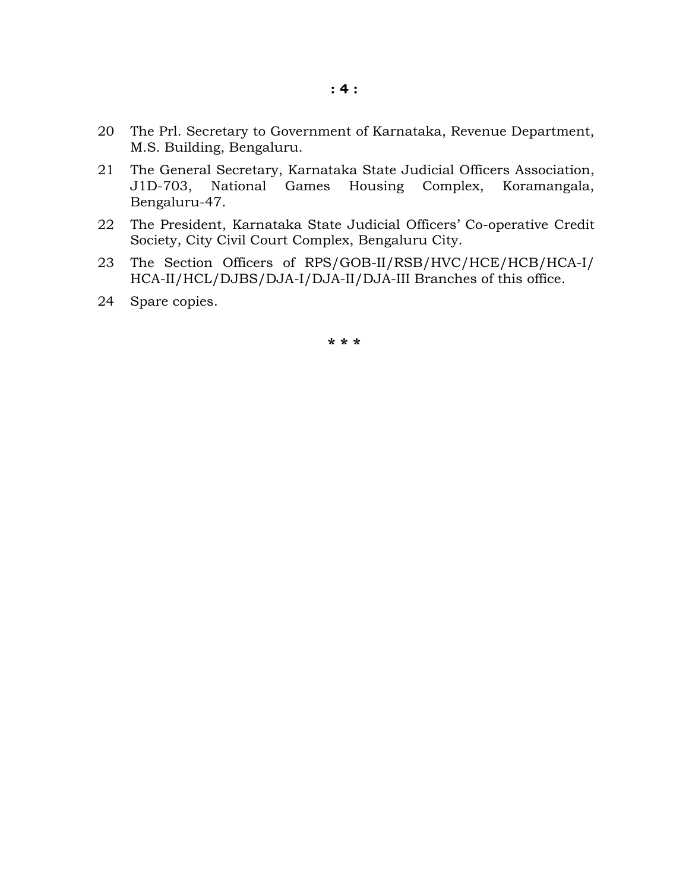20 The Prl. Secretary to Government of Karnataka, Revenue Department, M.S. Building, Bengaluru.

21 The General Secretary, Karnataka State Judicial Officers Association, J1D-703, National Games Housing Complex, Koramangala, Bengaluru-47.

22 The President, Karnataka State Judicial Officers' Co-operative Credit Society, City Civil Court Complex, Bengaluru City.

23 The Section Officers of RPS/GOB-II/RSB/HVC/HCE/HCB/HCA-I/HCA-II/HCL/DJBS/DJA-I/DJA-II/DJA-III Branches of this office.

24 Spare copies.

* * *